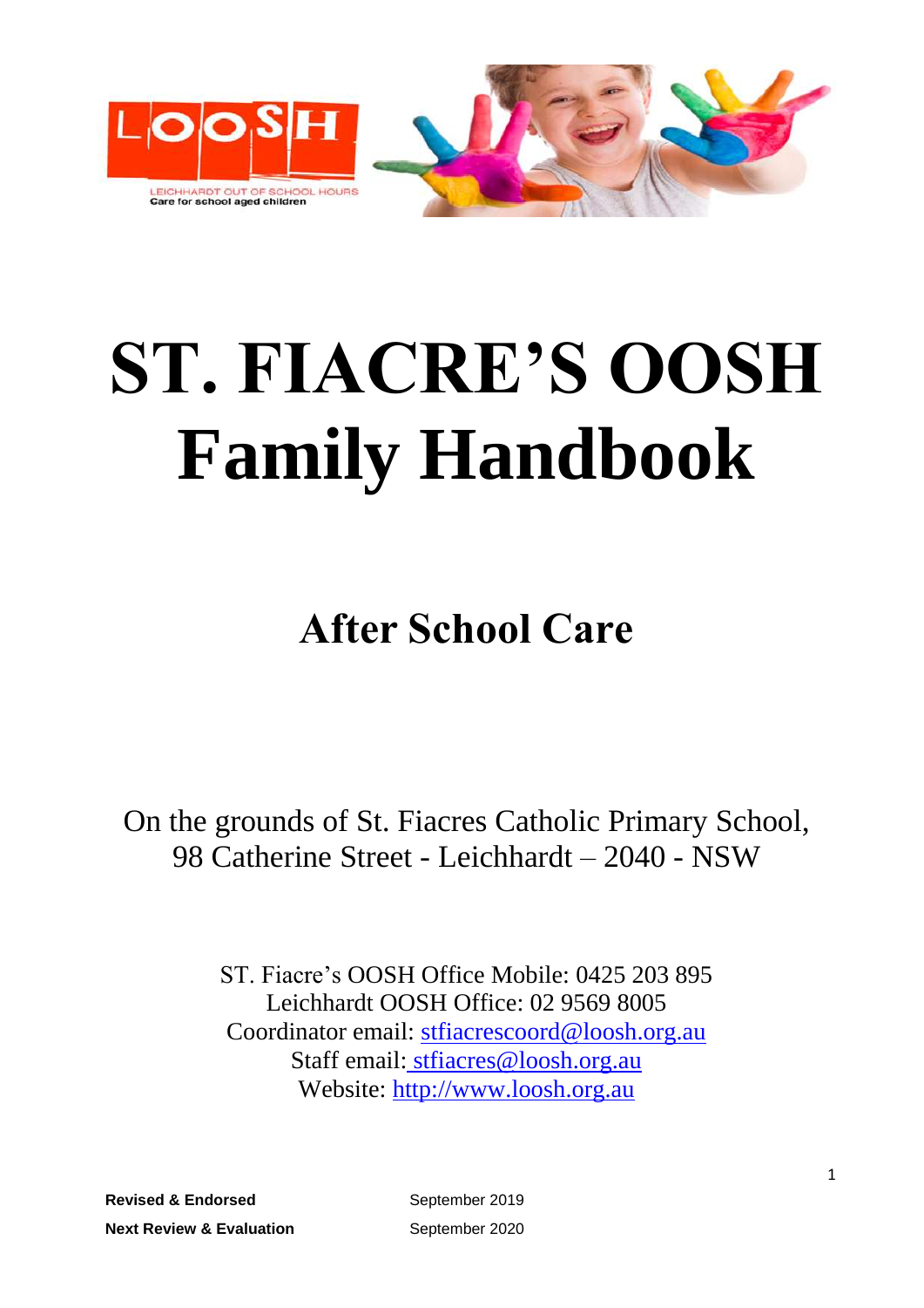# ST. FIACRE'S OOSH Family Handbook

## After School Care

On the grounds of St. Fiacres Catholic Primary School, 98 Catherine Street - Leichhardt – 2040 - NSW

ST. Fiacre's OOSH Office Mobile: 0425 203 895
Leichhardt OOSH Office: 02 9569 8005
Coordinator email: stfiacrescoord@loosh.org.au
Staff email: stfiacres@loosh.org.au
Website: http://www.loosh.org.au

**Revised & Endorsed** September 2019
**Next Review & Evaluation** September 2020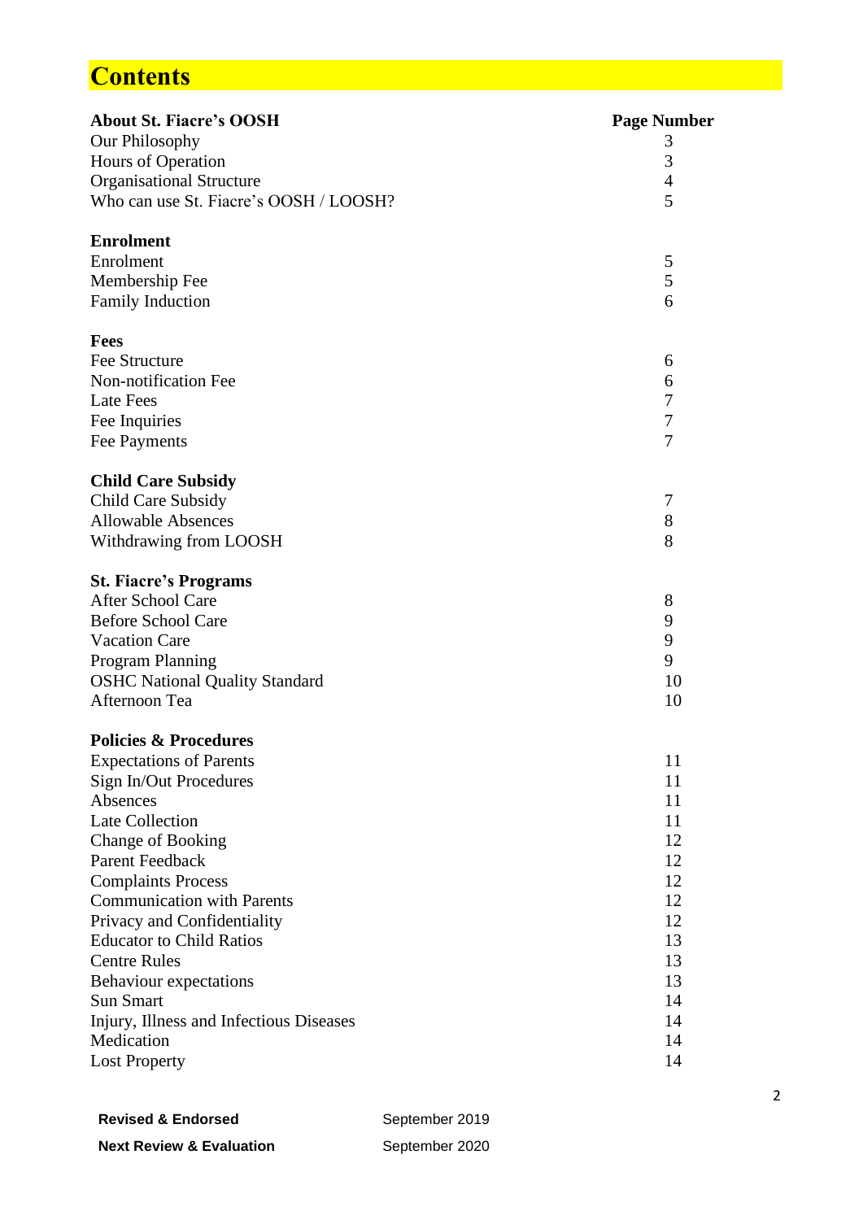# Contents

| About St. Fiacre's OOSH | Page Number |
|---|---|
| Our Philosophy | 3 |
| Hours of Operation | 3 |
| Organisational Structure | 4 |
| Who can use St. Fiacre's OOSH / LOOSH? | 5 |
| **Enrolment** | |
| Enrolment | 5 |
| Membership Fee | 5 |
| Family Induction | 6 |
| **Fees** | |
| Fee Structure | 6 |
| Non-notification Fee | 6 |
| Late Fees | 7 |
| Fee Inquiries | 7 |
| Fee Payments | 7 |
| **Child Care Subsidy** | |
| Child Care Subsidy | 7 |
| Allowable Absences | 8 |
| Withdrawing from LOOSH | 8 |
| **St. Fiacre's Programs** | |
| After School Care | 8 |
| Before School Care | 9 |
| Vacation Care | 9 |
| Program Planning | 9 |
| OSHC National Quality Standard | 10 |
| Afternoon Tea | 10 |
| **Policies & Procedures** | |
| Expectations of Parents | 11 |
| Sign In/Out Procedures | 11 |
| Absences | 11 |
| Late Collection | 11 |
| Change of Booking | 12 |
| Parent Feedback | 12 |
| Complaints Process | 12 |
| Communication with Parents | 12 |
| Privacy and Confidentiality | 12 |
| Educator to Child Ratios | 13 |
| Centre Rules | 13 |
| Behaviour expectations | 13 |
| Sun Smart | 14 |
| Injury, Illness and Infectious Diseases | 14 |
| Medication | 14 |
| Lost Property | 14 |

| | |
|---|---|
| **Revised & Endorsed** | September 2019 |
| **Next Review & Evaluation** | September 2020 |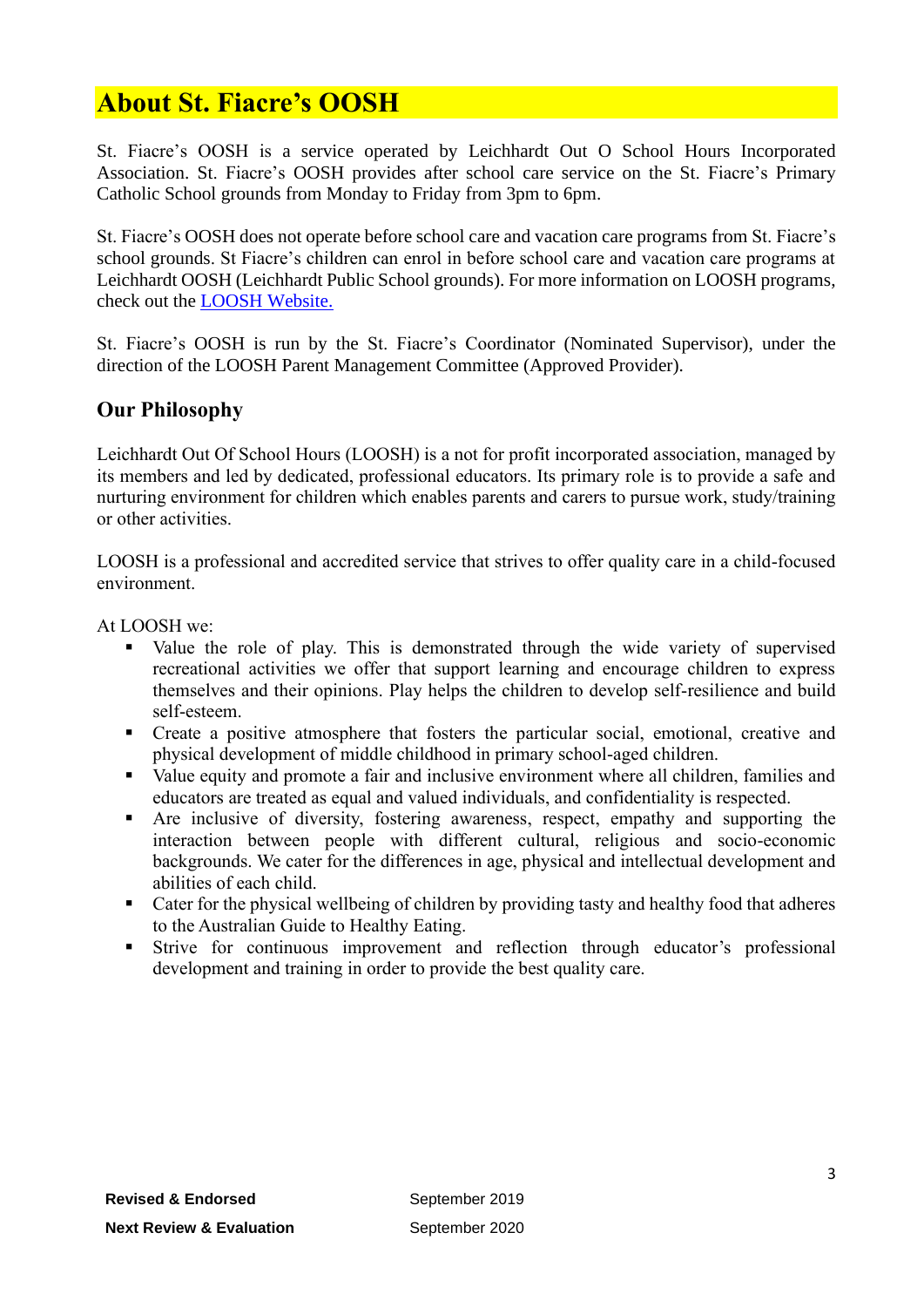# About St. Fiacre's OOSH

St. Fiacre's OOSH is a service operated by Leichhardt Out O School Hours Incorporated Association. St. Fiacre's OOSH provides after school care service on the St. Fiacre's Primary Catholic School grounds from Monday to Friday from 3pm to 6pm.

St. Fiacre's OOSH does not operate before school care and vacation care programs from St. Fiacre's school grounds. St Fiacre's children can enrol in before school care and vacation care programs at Leichhardt OOSH (Leichhardt Public School grounds). For more information on LOOSH programs, check out the LOOSH Website.

St. Fiacre's OOSH is run by the St. Fiacre's Coordinator (Nominated Supervisor), under the direction of the LOOSH Parent Management Committee (Approved Provider).

## Our Philosophy

Leichhardt Out Of School Hours (LOOSH) is a not for profit incorporated association, managed by its members and led by dedicated, professional educators. Its primary role is to provide a safe and nurturing environment for children which enables parents and carers to pursue work, study/training or other activities.

LOOSH is a professional and accredited service that strives to offer quality care in a child-focused environment.

At LOOSH we:

- Value the role of play. This is demonstrated through the wide variety of supervised recreational activities we offer that support learning and encourage children to express themselves and their opinions. Play helps the children to develop self-resilience and build self-esteem.
- Create a positive atmosphere that fosters the particular social, emotional, creative and physical development of middle childhood in primary school-aged children.
- Value equity and promote a fair and inclusive environment where all children, families and educators are treated as equal and valued individuals, and confidentiality is respected.
- Are inclusive of diversity, fostering awareness, respect, empathy and supporting the interaction between people with different cultural, religious and socio-economic backgrounds. We cater for the differences in age, physical and intellectual development and abilities of each child.
- Cater for the physical wellbeing of children by providing tasty and healthy food that adheres to the Australian Guide to Healthy Eating.
- Strive for continuous improvement and reflection through educator's professional development and training in order to provide the best quality care.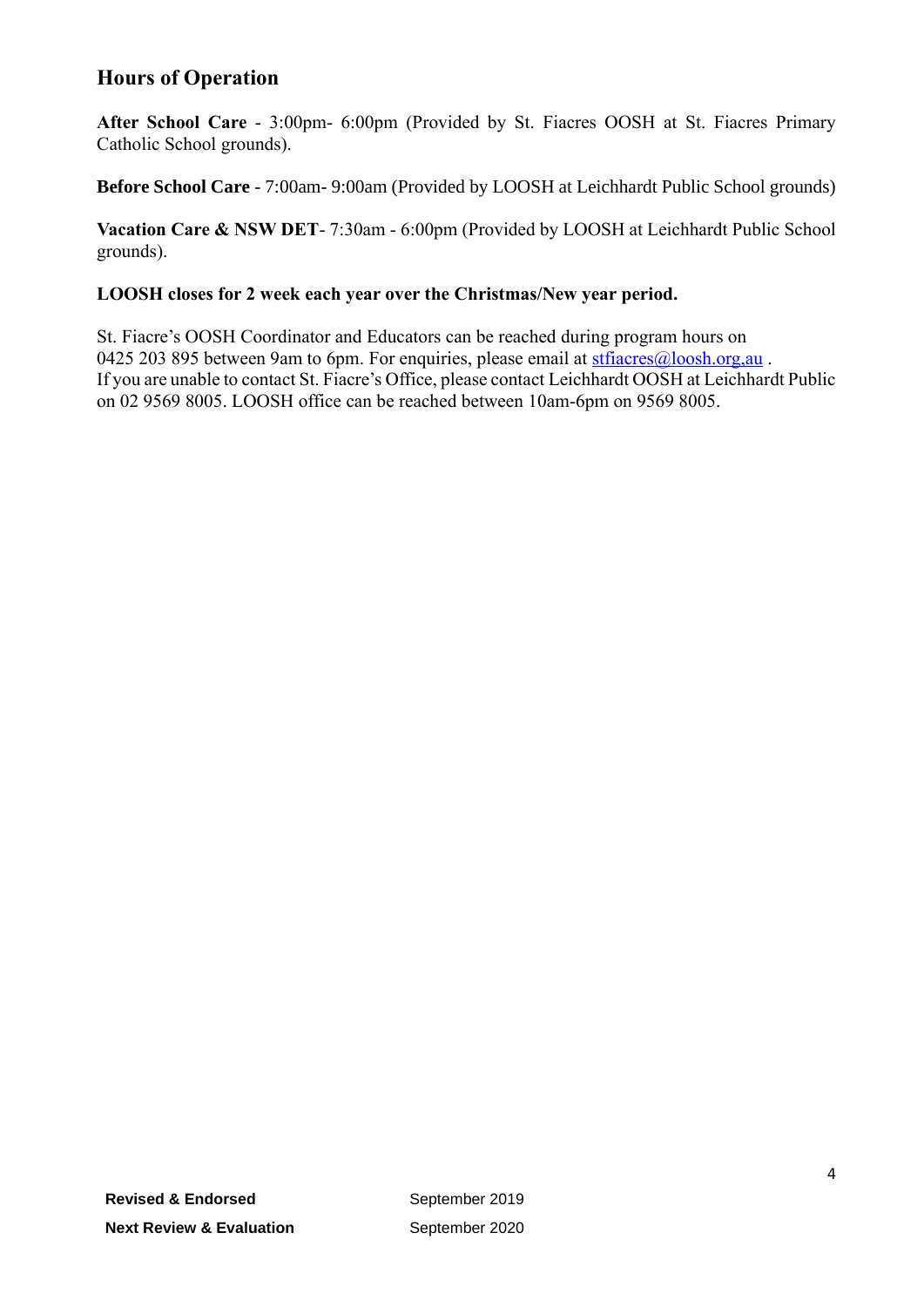## Hours of Operation

**After School Care** - 3:00pm- 6:00pm (Provided by St. Fiacres OOSH at St. Fiacres Primary Catholic School grounds).

**Before School Care** - 7:00am- 9:00am (Provided by LOOSH at Leichhardt Public School grounds)

**Vacation Care & NSW DET**- 7:30am - 6:00pm (Provided by LOOSH at Leichhardt Public School grounds).

**LOOSH closes for 2 week each year over the Christmas/New year period.**

St. Fiacre's OOSH Coordinator and Educators can be reached during program hours on 0425 203 895 between 9am to 6pm. For enquiries, please email at stfiacres@loosh.org.au .
If you are unable to contact St. Fiacre's Office, please contact Leichhardt OOSH at Leichhardt Public on 02 9569 8005. LOOSH office can be reached between 10am-6pm on 9569 8005.

| **Revised & Endorsed** | September 2019 |
|---|---|
| **Next Review & Evaluation** | September 2020 |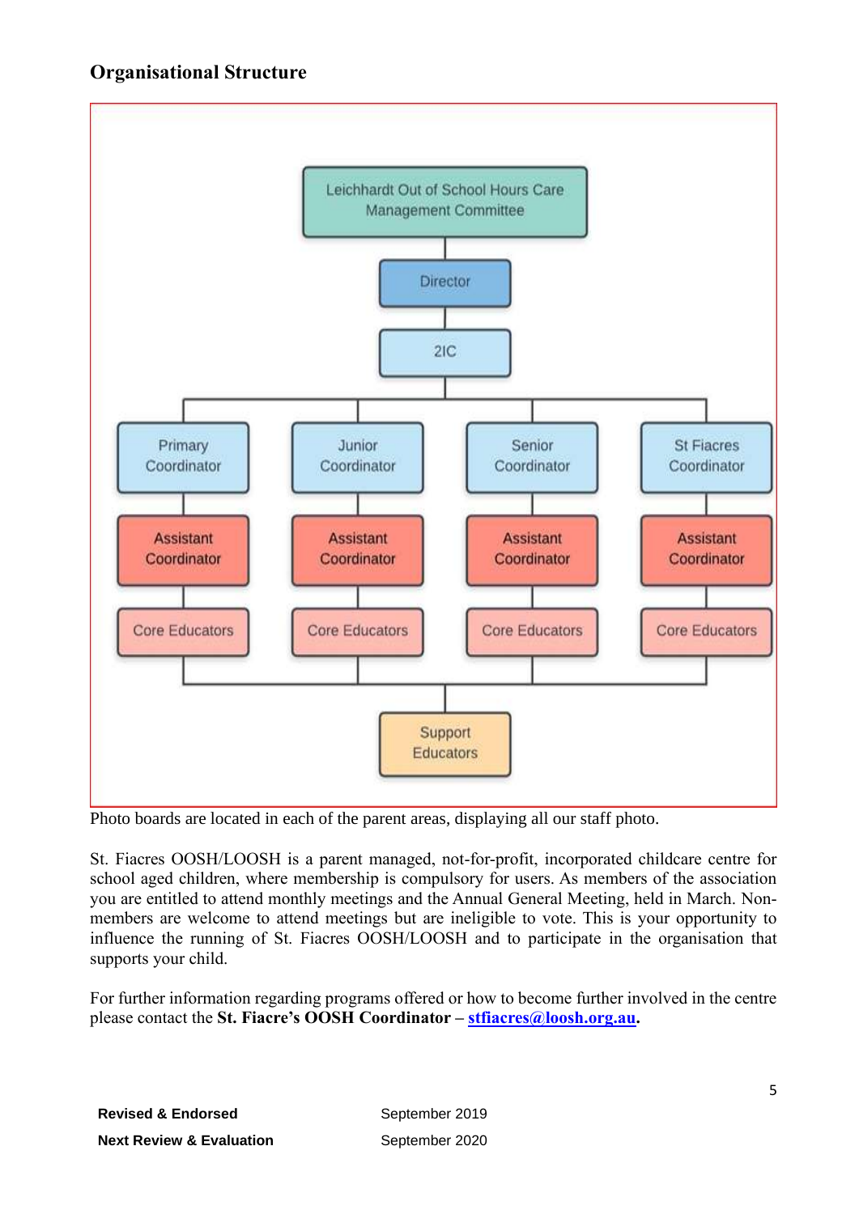## Organisational Structure

- Leichhardt Out of School Hours Care Management Committee
  - Director
    - 2IC
      - Primary Coordinator
        - Assistant Coordinator
          - Core Educators
      - Junior Coordinator
        - Assistant Coordinator
          - Core Educators
      - Senior Coordinator
        - Assistant Coordinator
          - Core Educators
      - St Fiacres Coordinator
        - Assistant Coordinator
          - Core Educators
      - Support Educators

Photo boards are located in each of the parent areas, displaying all our staff photo.

St. Fiacres OOSH/LOOSH is a parent managed, not-for-profit, incorporated childcare centre for school aged children, where membership is compulsory for users. As members of the association you are entitled to attend monthly meetings and the Annual General Meeting, held in March. Non-members are welcome to attend meetings but are ineligible to vote. This is your opportunity to influence the running of St. Fiacres OOSH/LOOSH and to participate in the organisation that supports your child.

For further information regarding programs offered or how to become further involved in the centre please contact the **St. Fiacre's OOSH Coordinator – [stfiacres@loosh.org.au](mailto:stfiacres@loosh.org.au).**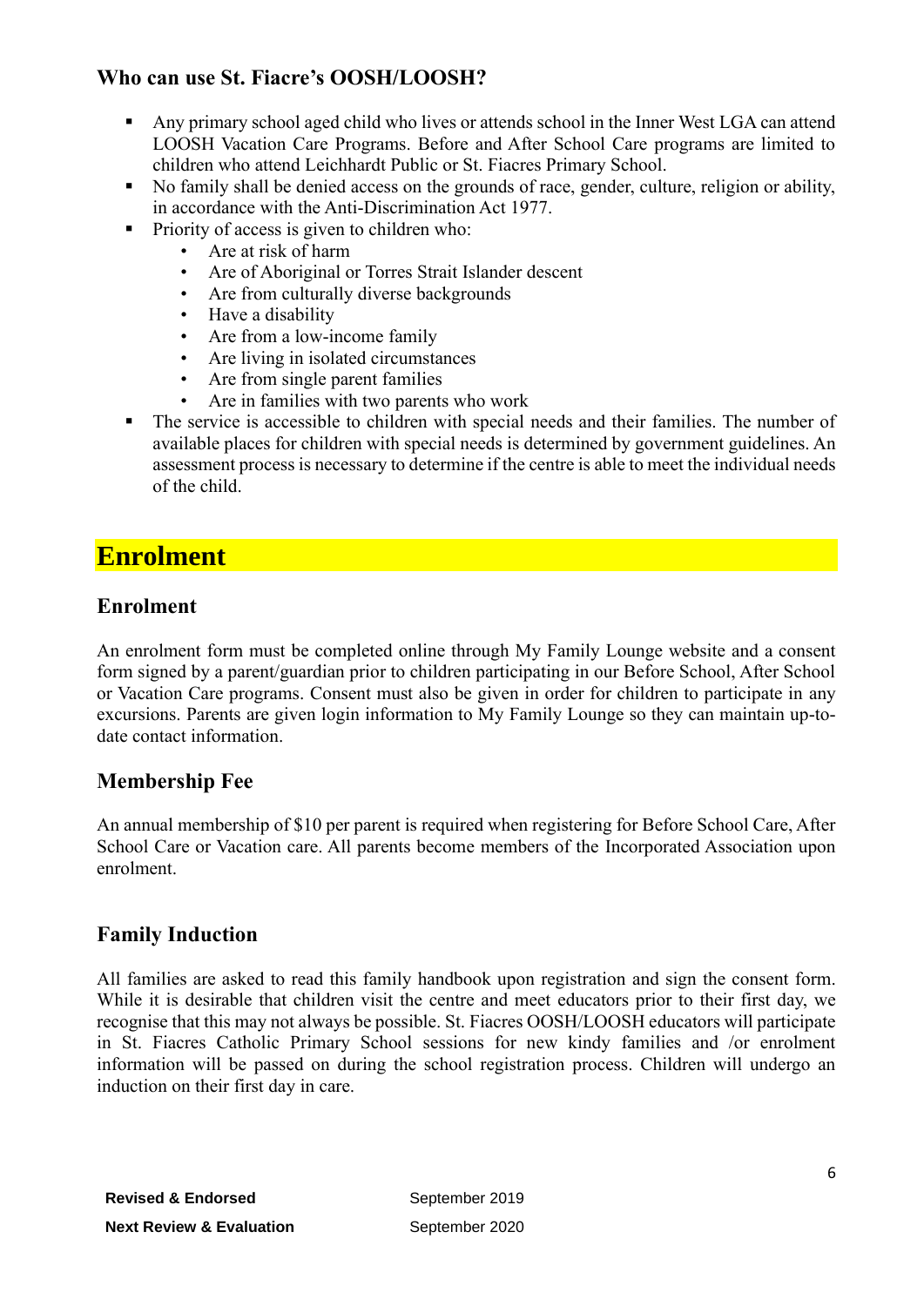### Who can use St. Fiacre's OOSH/LOOSH?

- Any primary school aged child who lives or attends school in the Inner West LGA can attend LOOSH Vacation Care Programs. Before and After School Care programs are limited to children who attend Leichhardt Public or St. Fiacres Primary School.
- No family shall be denied access on the grounds of race, gender, culture, religion or ability, in accordance with the Anti-Discrimination Act 1977.
- Priority of access is given to children who:
  - Are at risk of harm
  - Are of Aboriginal or Torres Strait Islander descent
  - Are from culturally diverse backgrounds
  - Have a disability
  - Are from a low-income family
  - Are living in isolated circumstances
  - Are from single parent families
  - Are in families with two parents who work
- The service is accessible to children with special needs and their families. The number of available places for children with special needs is determined by government guidelines. An assessment process is necessary to determine if the centre is able to meet the individual needs of the child.

## Enrolment

### Enrolment

An enrolment form must be completed online through My Family Lounge website and a consent form signed by a parent/guardian prior to children participating in our Before School, After School or Vacation Care programs. Consent must also be given in order for children to participate in any excursions. Parents are given login information to My Family Lounge so they can maintain up-to-date contact information.

### Membership Fee

An annual membership of $10 per parent is required when registering for Before School Care, After School Care or Vacation care. All parents become members of the Incorporated Association upon enrolment.

### Family Induction

All families are asked to read this family handbook upon registration and sign the consent form. While it is desirable that children visit the centre and meet educators prior to their first day, we recognise that this may not always be possible. St. Fiacres OOSH/LOOSH educators will participate in St. Fiacres Catholic Primary School sessions for new kindy families and /or enrolment information will be passed on during the school registration process. Children will undergo an induction on their first day in care.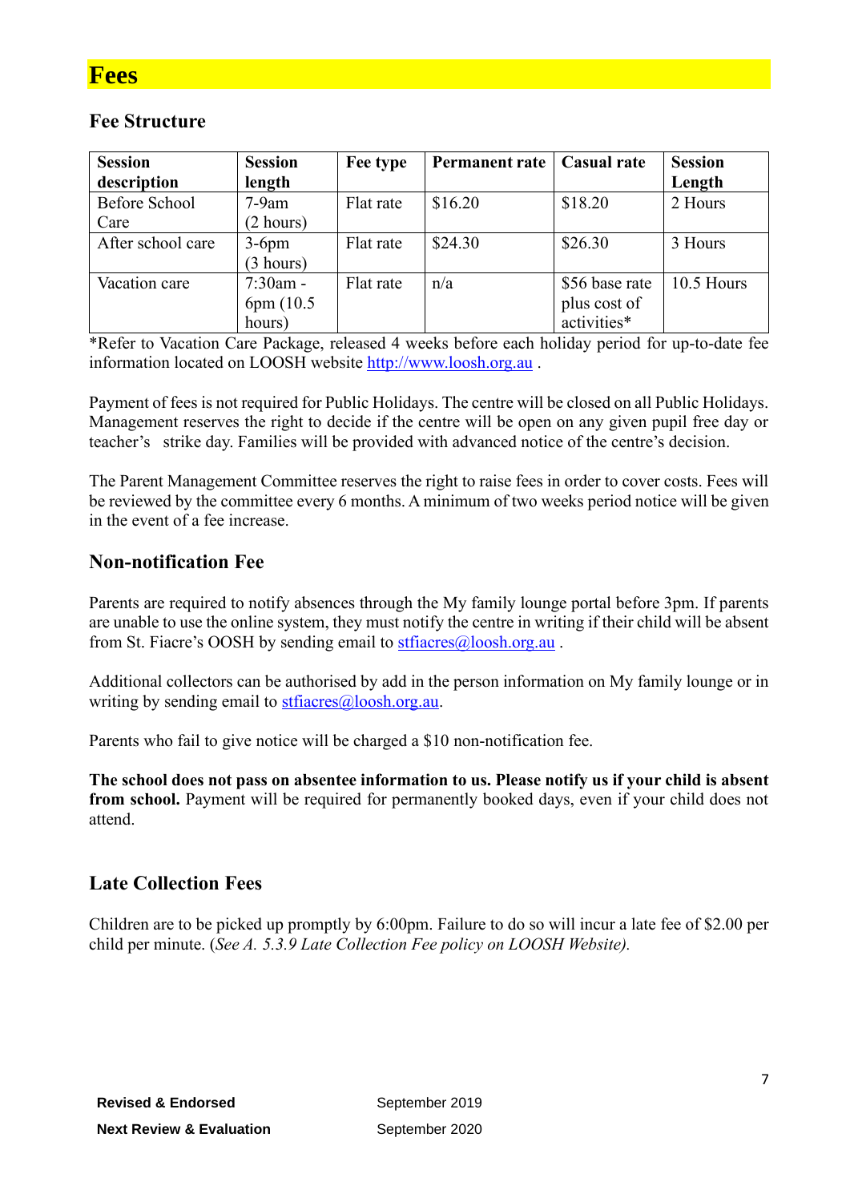# Fees

## Fee Structure

| Session description | Session length | Fee type | Permanent rate | Casual rate | Session Length |
|---|---|---|---|---|---|
| Before School Care | 7-9am (2 hours) | Flat rate | $16.20 | $18.20 | 2 Hours |
| After school care | 3-6pm (3 hours) | Flat rate | $24.30 | $26.30 | 3 Hours |
| Vacation care | 7:30am - 6pm (10.5 hours) | Flat rate | n/a | $56 base rate plus cost of activities* | 10.5 Hours |

*Refer to Vacation Care Package, released 4 weeks before each holiday period for up-to-date fee information located on LOOSH website http://www.loosh.org.au .

Payment of fees is not required for Public Holidays. The centre will be closed on all Public Holidays. Management reserves the right to decide if the centre will be open on any given pupil free day or teacher's strike day. Families will be provided with advanced notice of the centre's decision.

The Parent Management Committee reserves the right to raise fees in order to cover costs. Fees will be reviewed by the committee every 6 months. A minimum of two weeks period notice will be given in the event of a fee increase.

## Non-notification Fee

Parents are required to notify absences through the My family lounge portal before 3pm. If parents are unable to use the online system, they must notify the centre in writing if their child will be absent from St. Fiacre's OOSH by sending email to stfiacres@loosh.org.au .

Additional collectors can be authorised by add in the person information on My family lounge or in writing by sending email to stfiacres@loosh.org.au.

Parents who fail to give notice will be charged a $10 non-notification fee.

**The school does not pass on absentee information to us. Please notify us if your child is absent from school.** Payment will be required for permanently booked days, even if your child does not attend.

## Late Collection Fees

Children are to be picked up promptly by 6:00pm. Failure to do so will incur a late fee of $2.00 per child per minute. (*See A. 5.3.9 Late Collection Fee policy on LOOSH Website).*

**Revised & Endorsed** September 2019

**Next Review & Evaluation** September 2020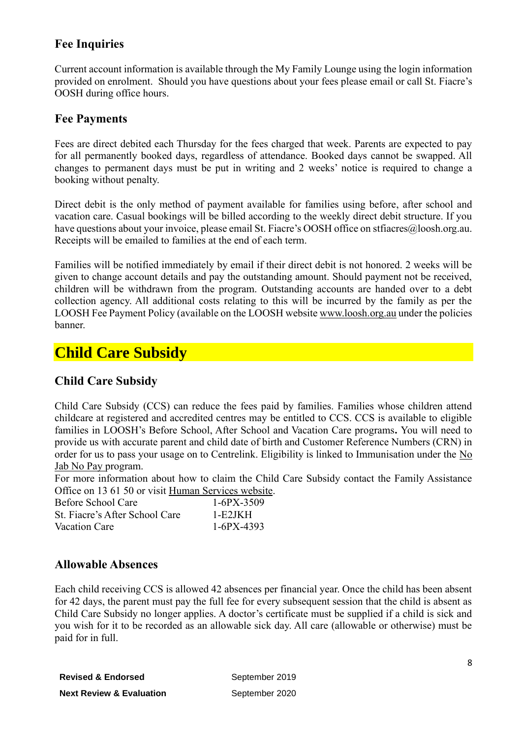### Fee Inquiries

Current account information is available through the My Family Lounge using the login information provided on enrolment. Should you have questions about your fees please email or call St. Fiacre's OOSH during office hours.

### Fee Payments

Fees are direct debited each Thursday for the fees charged that week. Parents are expected to pay for all permanently booked days, regardless of attendance. Booked days cannot be swapped. All changes to permanent days must be put in writing and 2 weeks' notice is required to change a booking without penalty.

Direct debit is the only method of payment available for families using before, after school and vacation care. Casual bookings will be billed according to the weekly direct debit structure. If you have questions about your invoice, please email St. Fiacre's OOSH office on stfiacres@loosh.org.au. Receipts will be emailed to families at the end of each term.

Families will be notified immediately by email if their direct debit is not honored. 2 weeks will be given to change account details and pay the outstanding amount. Should payment not be received, children will be withdrawn from the program. Outstanding accounts are handed over to a debt collection agency. All additional costs relating to this will be incurred by the family as per the LOOSH Fee Payment Policy (available on the LOOSH website www.loosh.org.au under the policies banner.

## Child Care Subsidy

### Child Care Subsidy

Child Care Subsidy (CCS) can reduce the fees paid by families. Families whose children attend childcare at registered and accredited centres may be entitled to CCS. CCS is available to eligible families in LOOSH's Before School, After School and Vacation Care programs**.** You will need to provide us with accurate parent and child date of birth and Customer Reference Numbers (CRN) in order for us to pass your usage on to Centrelink. Eligibility is linked to Immunisation under the No Jab No Pay program.

For more information about how to claim the Child Care Subsidy contact the Family Assistance Office on 13 61 50 or visit Human Services website.

| | |
|---|---|
| Before School Care | 1-6PX-3509 |
| St. Fiacre's After School Care | 1-E2JKH |
| Vacation Care | 1-6PX-4393 |

### Allowable Absences

Each child receiving CCS is allowed 42 absences per financial year. Once the child has been absent for 42 days, the parent must pay the full fee for every subsequent session that the child is absent as Child Care Subsidy no longer applies. A doctor's certificate must be supplied if a child is sick and you wish for it to be recorded as an allowable sick day. All care (allowable or otherwise) must be paid for in full.

| | |
|---|---|
| **Revised & Endorsed** | September 2019 |
| **Next Review & Evaluation** | September 2020 |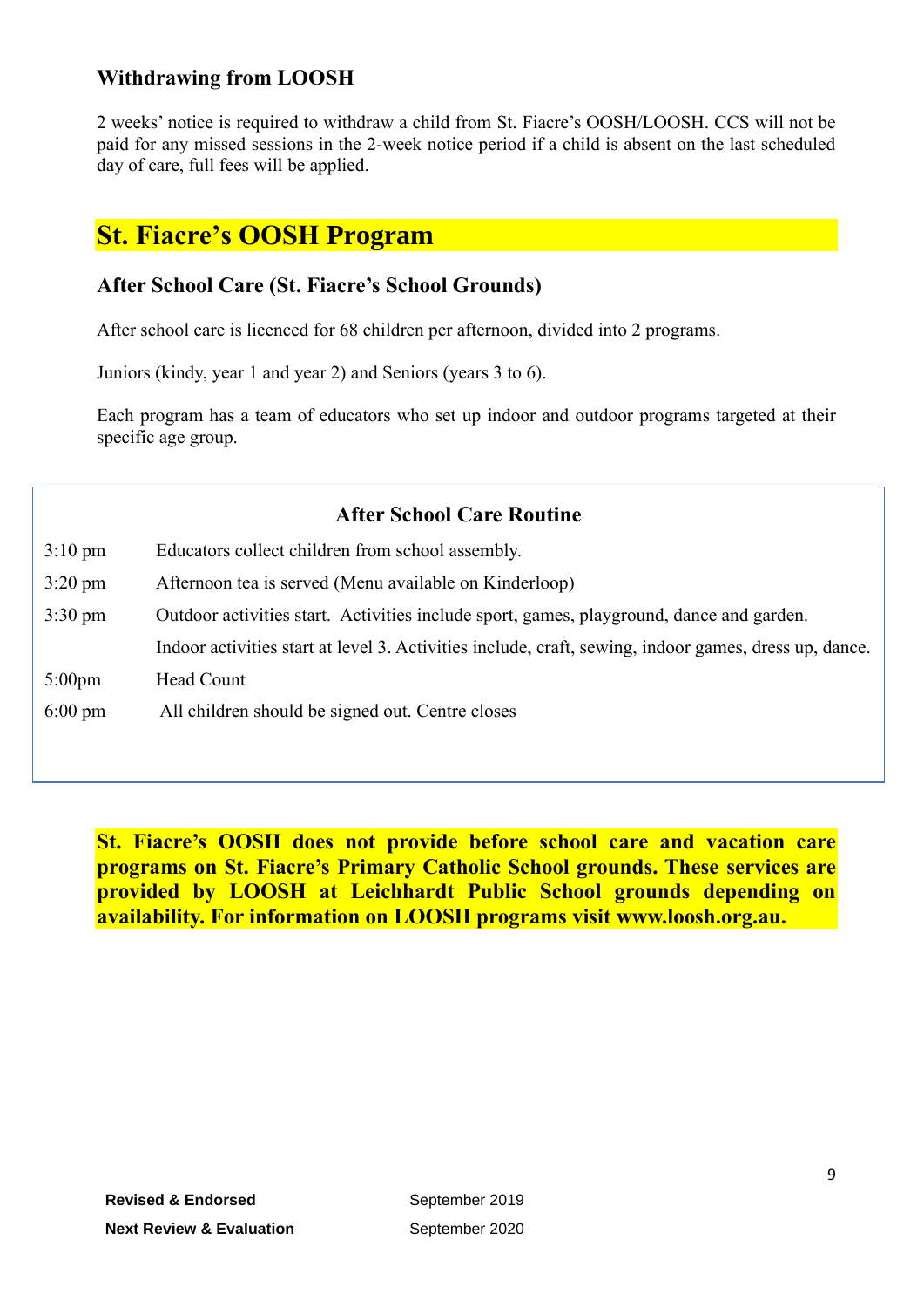### Withdrawing from LOOSH

2 weeks' notice is required to withdraw a child from St. Fiacre's OOSH/LOOSH. CCS will not be paid for any missed sessions in the 2-week notice period if a child is absent on the last scheduled day of care, full fees will be applied.

## St. Fiacre's OOSH Program

### After School Care (St. Fiacre's School Grounds)

After school care is licenced for 68 children per afternoon, divided into 2 programs.

Juniors (kindy, year 1 and year 2) and Seniors (years 3 to 6).

Each program has a team of educators who set up indoor and outdoor programs targeted at their specific age group.

**After School Care Routine**

| | |
|---|---|
| 3:10 pm | Educators collect children from school assembly. |
| 3:20 pm | Afternoon tea is served (Menu available on Kinderloop) |
| 3:30 pm | Outdoor activities start. Activities include sport, games, playground, dance and garden. |
| | Indoor activities start at level 3. Activities include, craft, sewing, indoor games, dress up, dance. |
| 5:00pm | Head Count |
| 6:00 pm | All children should be signed out. Centre closes |

**St. Fiacre's OOSH does not provide before school care and vacation care programs on St. Fiacre's Primary Catholic School grounds. These services are provided by LOOSH at Leichhardt Public School grounds depending on availability. For information on LOOSH programs visit www.loosh.org.au.**

**Revised & Endorsed** September 2019

**Next Review & Evaluation** September 2020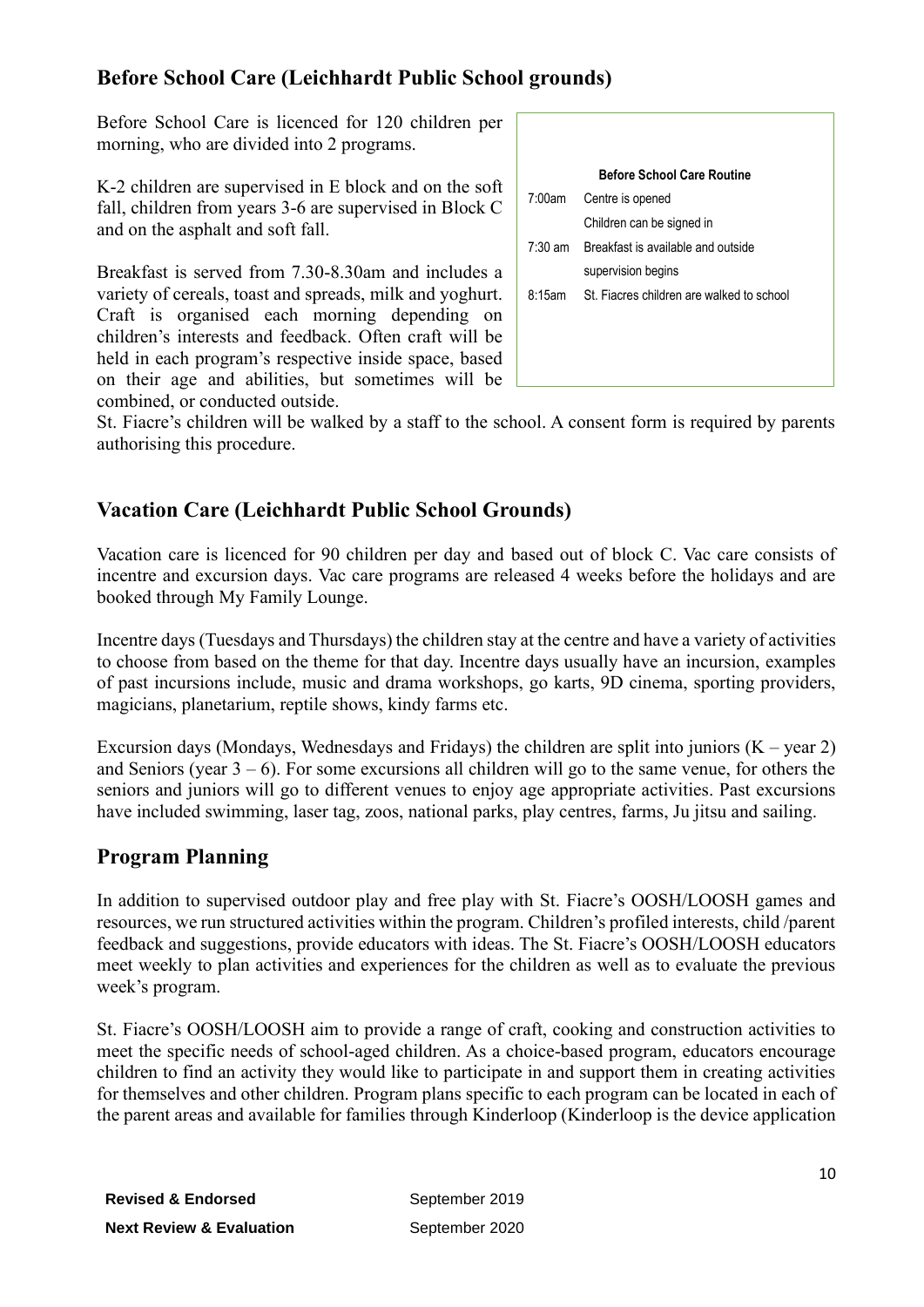## Before School Care (Leichhardt Public School grounds)

Before School Care is licenced for 120 children per morning, who are divided into 2 programs.

K-2 children are supervised in E block and on the soft fall, children from years 3-6 are supervised in Block C and on the asphalt and soft fall.

Breakfast is served from 7.30-8.30am and includes a variety of cereals, toast and spreads, milk and yoghurt. Craft is organised each morning depending on children's interests and feedback. Often craft will be held in each program's respective inside space, based on their age and abilities, but sometimes will be combined, or conducted outside.

**Before School Care Routine**

| | |
|---|---|
| 7:00am | Centre is opened<br>Children can be signed in |
| 7:30 am | Breakfast is available and outside supervision begins |
| 8:15am | St. Fiacres children are walked to school |

St. Fiacre's children will be walked by a staff to the school. A consent form is required by parents authorising this procedure.

## Vacation Care (Leichhardt Public School Grounds)

Vacation care is licenced for 90 children per day and based out of block C. Vac care consists of incentre and excursion days. Vac care programs are released 4 weeks before the holidays and are booked through My Family Lounge.

Incentre days (Tuesdays and Thursdays) the children stay at the centre and have a variety of activities to choose from based on the theme for that day. Incentre days usually have an incursion, examples of past incursions include, music and drama workshops, go karts, 9D cinema, sporting providers, magicians, planetarium, reptile shows, kindy farms etc.

Excursion days (Mondays, Wednesdays and Fridays) the children are split into juniors (K – year 2) and Seniors (year 3 – 6). For some excursions all children will go to the same venue, for others the seniors and juniors will go to different venues to enjoy age appropriate activities. Past excursions have included swimming, laser tag, zoos, national parks, play centres, farms, Ju jitsu and sailing.

## Program Planning

In addition to supervised outdoor play and free play with St. Fiacre's OOSH/LOOSH games and resources, we run structured activities within the program. Children's profiled interests, child /parent feedback and suggestions, provide educators with ideas. The St. Fiacre's OOSH/LOOSH educators meet weekly to plan activities and experiences for the children as well as to evaluate the previous week's program.

St. Fiacre's OOSH/LOOSH aim to provide a range of craft, cooking and construction activities to meet the specific needs of school-aged children. As a choice-based program, educators encourage children to find an activity they would like to participate in and support them in creating activities for themselves and other children. Program plans specific to each program can be located in each of the parent areas and available for families through Kinderloop (Kinderloop is the device application

| | |
|---|---|
| **Revised & Endorsed** | September 2019 |
| **Next Review & Evaluation** | September 2020 |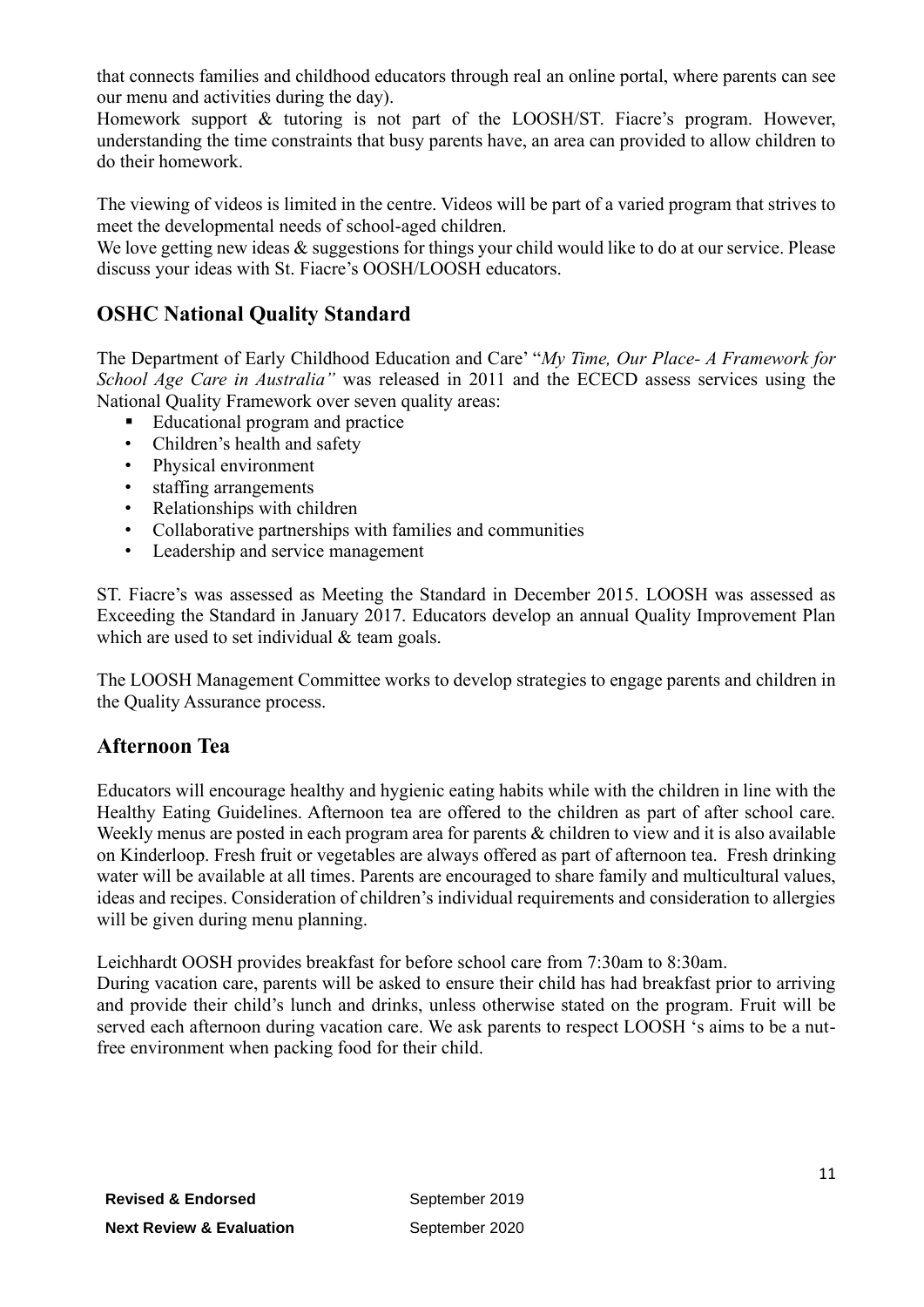that connects families and childhood educators through real an online portal, where parents can see our menu and activities during the day).

Homework support & tutoring is not part of the LOOSH/ST. Fiacre's program. However, understanding the time constraints that busy parents have, an area can provided to allow children to do their homework.

The viewing of videos is limited in the centre. Videos will be part of a varied program that strives to meet the developmental needs of school-aged children.

We love getting new ideas & suggestions for things your child would like to do at our service. Please discuss your ideas with St. Fiacre's OOSH/LOOSH educators.

## OSHC National Quality Standard

The Department of Early Childhood Education and Care' "*My Time, Our Place- A Framework for School Age Care in Australia"* was released in 2011 and the ECECD assess services using the National Quality Framework over seven quality areas:

- Educational program and practice
- Children's health and safety
- Physical environment
- staffing arrangements
- Relationships with children
- Collaborative partnerships with families and communities
- Leadership and service management

ST. Fiacre's was assessed as Meeting the Standard in December 2015. LOOSH was assessed as Exceeding the Standard in January 2017. Educators develop an annual Quality Improvement Plan which are used to set individual & team goals.

The LOOSH Management Committee works to develop strategies to engage parents and children in the Quality Assurance process.

## Afternoon Tea

Educators will encourage healthy and hygienic eating habits while with the children in line with the Healthy Eating Guidelines. Afternoon tea are offered to the children as part of after school care. Weekly menus are posted in each program area for parents & children to view and it is also available on Kinderloop. Fresh fruit or vegetables are always offered as part of afternoon tea. Fresh drinking water will be available at all times. Parents are encouraged to share family and multicultural values, ideas and recipes. Consideration of children's individual requirements and consideration to allergies will be given during menu planning.

Leichhardt OOSH provides breakfast for before school care from 7:30am to 8:30am.

During vacation care, parents will be asked to ensure their child has had breakfast prior to arriving and provide their child's lunch and drinks, unless otherwise stated on the program. Fruit will be served each afternoon during vacation care. We ask parents to respect LOOSH 's aims to be a nut-free environment when packing food for their child.

**Revised & Endorsed** September 2019

**Next Review & Evaluation** September 2020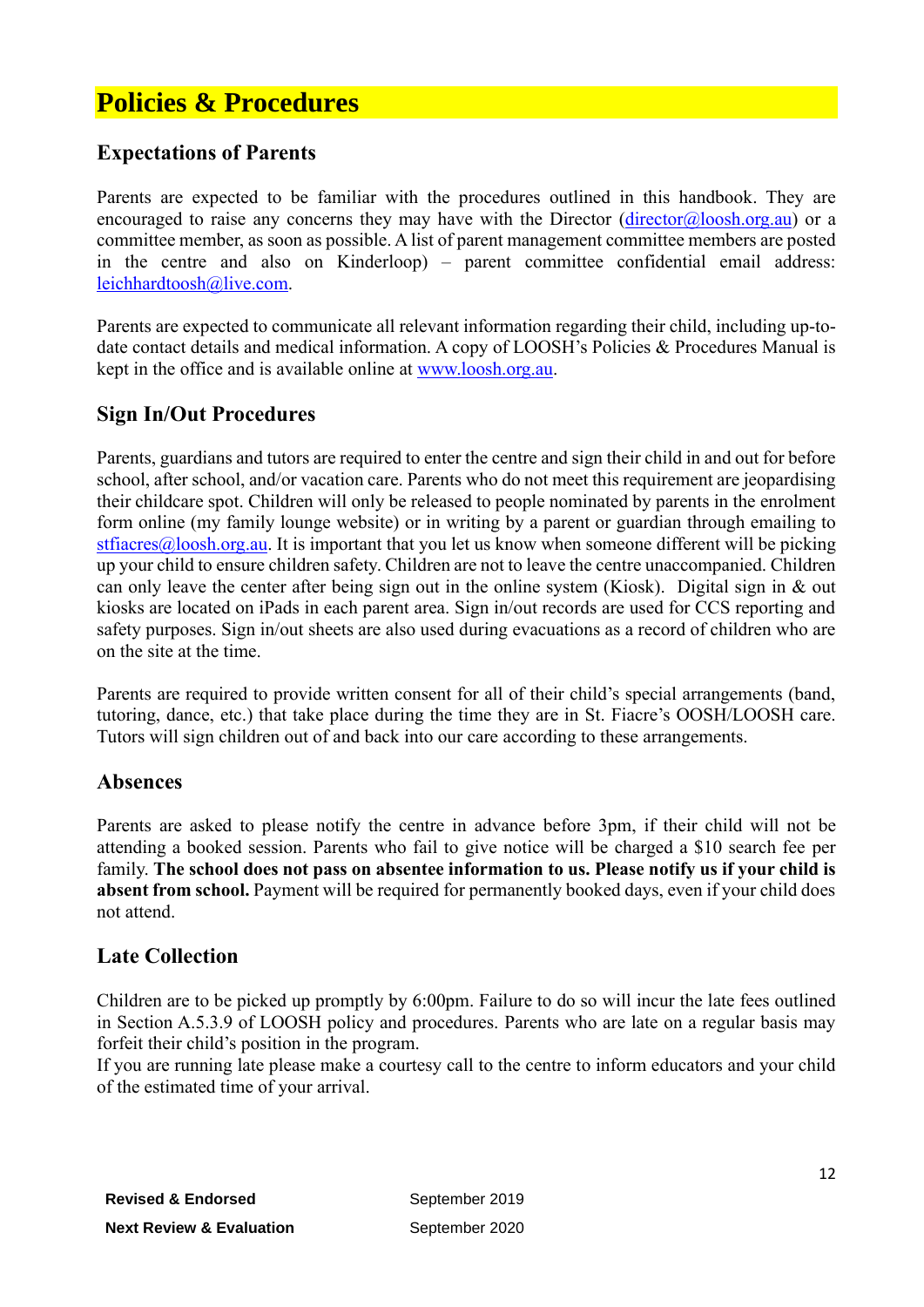# Policies & Procedures

## Expectations of Parents

Parents are expected to be familiar with the procedures outlined in this handbook. They are encouraged to raise any concerns they may have with the Director (director@loosh.org.au) or a committee member, as soon as possible. A list of parent management committee members are posted in the centre and also on Kinderloop) – parent committee confidential email address: leichhardtoosh@live.com.

Parents are expected to communicate all relevant information regarding their child, including up-to-date contact details and medical information. A copy of LOOSH's Policies & Procedures Manual is kept in the office and is available online at www.loosh.org.au.

## Sign In/Out Procedures

Parents, guardians and tutors are required to enter the centre and sign their child in and out for before school, after school, and/or vacation care. Parents who do not meet this requirement are jeopardising their childcare spot. Children will only be released to people nominated by parents in the enrolment form online (my family lounge website) or in writing by a parent or guardian through emailing to stfiacres@loosh.org.au. It is important that you let us know when someone different will be picking up your child to ensure children safety. Children are not to leave the centre unaccompanied. Children can only leave the center after being sign out in the online system (Kiosk). Digital sign in & out kiosks are located on iPads in each parent area. Sign in/out records are used for CCS reporting and safety purposes. Sign in/out sheets are also used during evacuations as a record of children who are on the site at the time.

Parents are required to provide written consent for all of their child's special arrangements (band, tutoring, dance, etc.) that take place during the time they are in St. Fiacre's OOSH/LOOSH care. Tutors will sign children out of and back into our care according to these arrangements.

## Absences

Parents are asked to please notify the centre in advance before 3pm, if their child will not be attending a booked session. Parents who fail to give notice will be charged a $10 search fee per family. **The school does not pass on absentee information to us. Please notify us if your child is absent from school.** Payment will be required for permanently booked days, even if your child does not attend.

## Late Collection

Children are to be picked up promptly by 6:00pm. Failure to do so will incur the late fees outlined in Section A.5.3.9 of LOOSH policy and procedures. Parents who are late on a regular basis may forfeit their child's position in the program.

If you are running late please make a courtesy call to the centre to inform educators and your child of the estimated time of your arrival.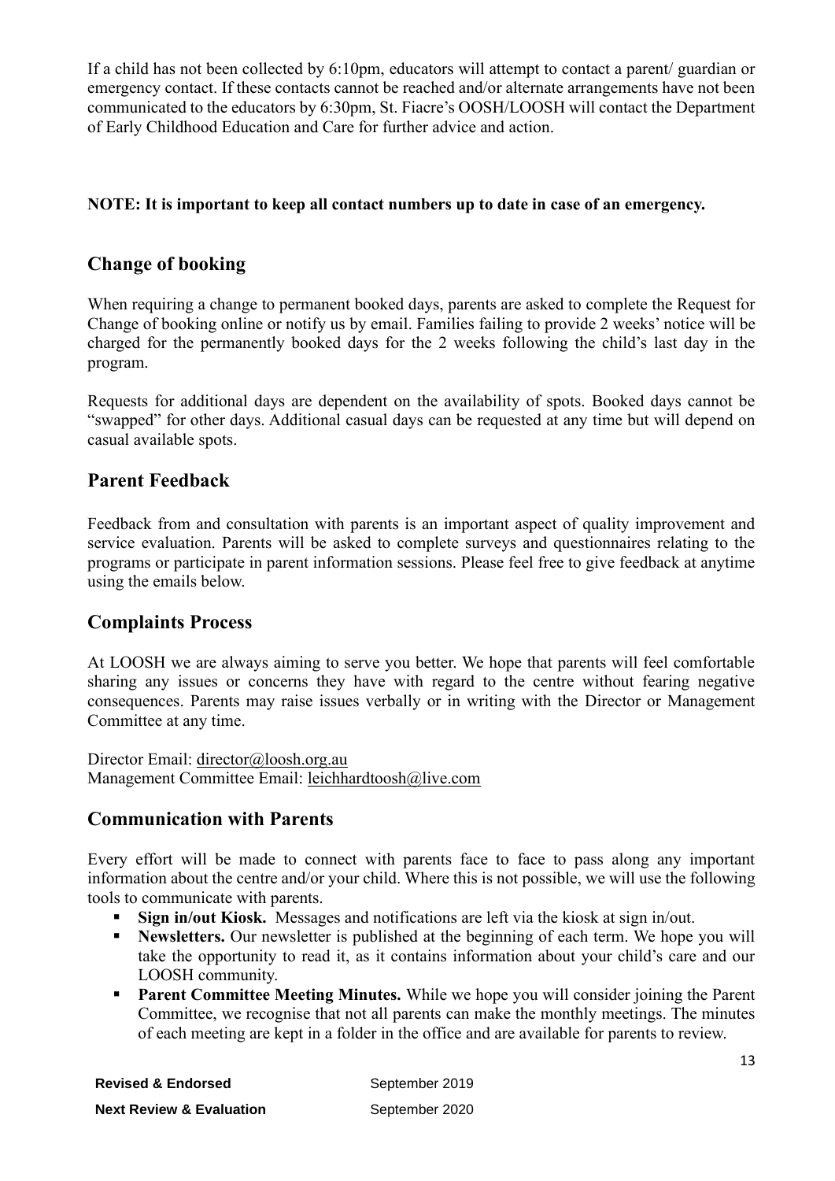If a child has not been collected by 6:10pm, educators will attempt to contact a parent/ guardian or emergency contact. If these contacts cannot be reached and/or alternate arrangements have not been communicated to the educators by 6:30pm, St. Fiacre's OOSH/LOOSH will contact the Department of Early Childhood Education and Care for further advice and action.

**NOTE: It is important to keep all contact numbers up to date in case of an emergency.**

## Change of booking

When requiring a change to permanent booked days, parents are asked to complete the Request for Change of booking online or notify us by email. Families failing to provide 2 weeks' notice will be charged for the permanently booked days for the 2 weeks following the child's last day in the program.

Requests for additional days are dependent on the availability of spots. Booked days cannot be "swapped" for other days. Additional casual days can be requested at any time but will depend on casual available spots.

## Parent Feedback

Feedback from and consultation with parents is an important aspect of quality improvement and service evaluation. Parents will be asked to complete surveys and questionnaires relating to the programs or participate in parent information sessions. Please feel free to give feedback at anytime using the emails below.

## Complaints Process

At LOOSH we are always aiming to serve you better. We hope that parents will feel comfortable sharing any issues or concerns they have with regard to the centre without fearing negative consequences. Parents may raise issues verbally or in writing with the Director or Management Committee at any time.

Director Email: director@loosh.org.au
Management Committee Email: leichhardtoosh@live.com

## Communication with Parents

Every effort will be made to connect with parents face to face to pass along any important information about the centre and/or your child. Where this is not possible, we will use the following tools to communicate with parents.

- **Sign in/out Kiosk.** Messages and notifications are left via the kiosk at sign in/out.
- **Newsletters.** Our newsletter is published at the beginning of each term. We hope you will take the opportunity to read it, as it contains information about your child's care and our LOOSH community.
- **Parent Committee Meeting Minutes.** While we hope you will consider joining the Parent Committee, we recognise that not all parents can make the monthly meetings. The minutes of each meeting are kept in a folder in the office and are available for parents to review.

| **Revised & Endorsed** | September 2019 |
|---|---|
| **Next Review & Evaluation** | September 2020 |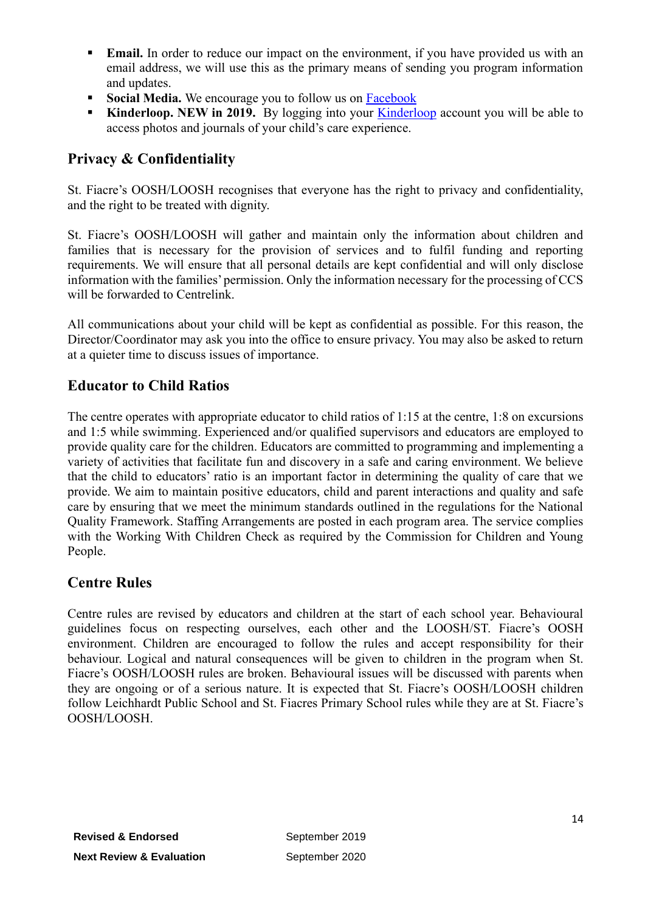- **Email.** In order to reduce our impact on the environment, if you have provided us with an email address, we will use this as the primary means of sending you program information and updates.
- **Social Media.** We encourage you to follow us on Facebook
- **Kinderloop. NEW in 2019.** By logging into your Kinderloop account you will be able to access photos and journals of your child's care experience.

## Privacy & Confidentiality

St. Fiacre's OOSH/LOOSH recognises that everyone has the right to privacy and confidentiality, and the right to be treated with dignity.

St. Fiacre's OOSH/LOOSH will gather and maintain only the information about children and families that is necessary for the provision of services and to fulfil funding and reporting requirements. We will ensure that all personal details are kept confidential and will only disclose information with the families' permission. Only the information necessary for the processing of CCS will be forwarded to Centrelink.

All communications about your child will be kept as confidential as possible. For this reason, the Director/Coordinator may ask you into the office to ensure privacy. You may also be asked to return at a quieter time to discuss issues of importance.

## Educator to Child Ratios

The centre operates with appropriate educator to child ratios of 1:15 at the centre, 1:8 on excursions and 1:5 while swimming. Experienced and/or qualified supervisors and educators are employed to provide quality care for the children. Educators are committed to programming and implementing a variety of activities that facilitate fun and discovery in a safe and caring environment. We believe that the child to educators' ratio is an important factor in determining the quality of care that we provide. We aim to maintain positive educators, child and parent interactions and quality and safe care by ensuring that we meet the minimum standards outlined in the regulations for the National Quality Framework. Staffing Arrangements are posted in each program area. The service complies with the Working With Children Check as required by the Commission for Children and Young People.

## Centre Rules

Centre rules are revised by educators and children at the start of each school year. Behavioural guidelines focus on respecting ourselves, each other and the LOOSH/ST. Fiacre's OOSH environment. Children are encouraged to follow the rules and accept responsibility for their behaviour. Logical and natural consequences will be given to children in the program when St. Fiacre's OOSH/LOOSH rules are broken. Behavioural issues will be discussed with parents when they are ongoing or of a serious nature. It is expected that St. Fiacre's OOSH/LOOSH children follow Leichhardt Public School and St. Fiacres Primary School rules while they are at St. Fiacre's OOSH/LOOSH.

| **Revised & Endorsed** | September 2019 |
|---|---|
| **Next Review & Evaluation** | September 2020 |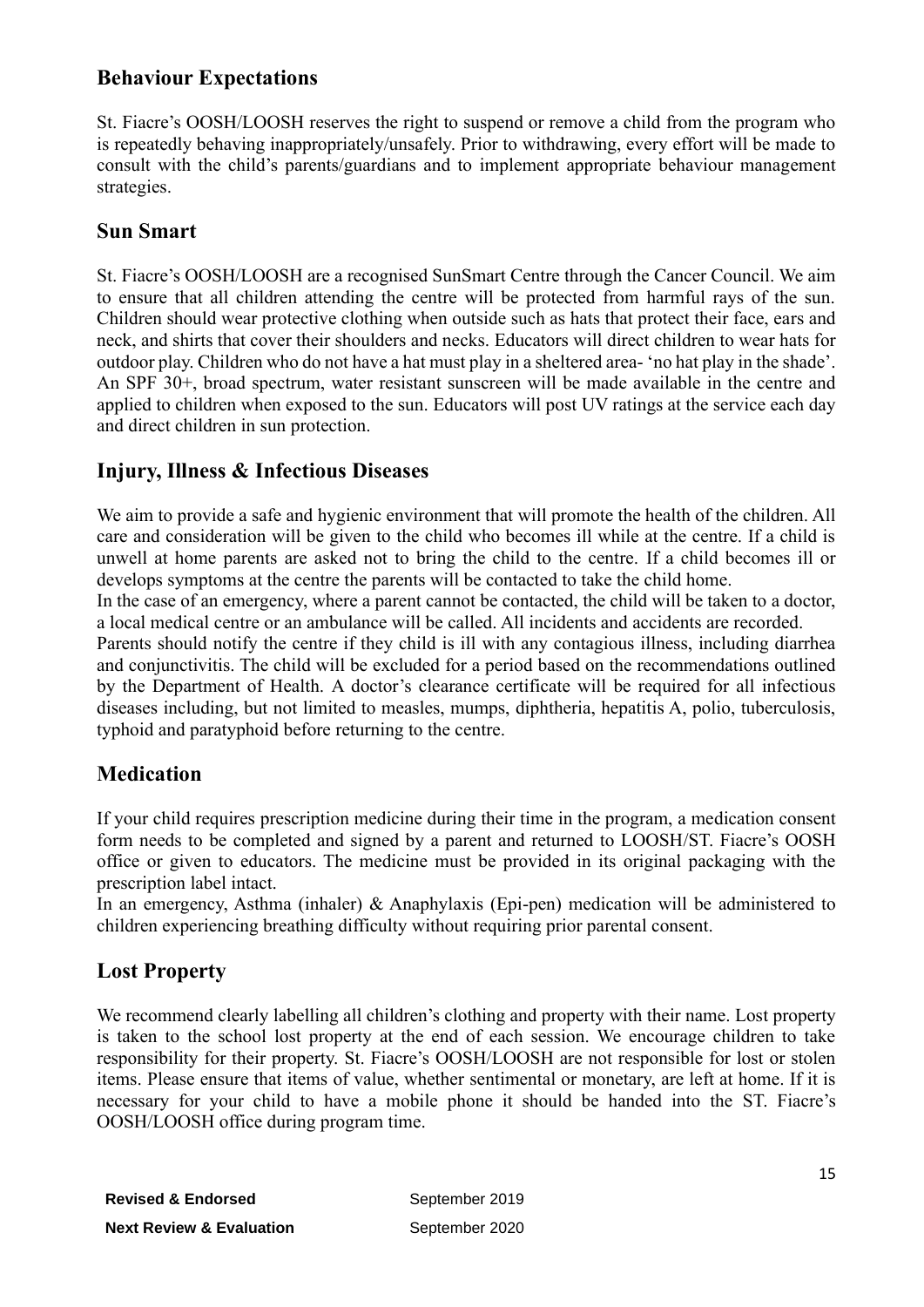## Behaviour Expectations

St. Fiacre's OOSH/LOOSH reserves the right to suspend or remove a child from the program who is repeatedly behaving inappropriately/unsafely. Prior to withdrawing, every effort will be made to consult with the child's parents/guardians and to implement appropriate behaviour management strategies.

## Sun Smart

St. Fiacre's OOSH/LOOSH are a recognised SunSmart Centre through the Cancer Council. We aim to ensure that all children attending the centre will be protected from harmful rays of the sun. Children should wear protective clothing when outside such as hats that protect their face, ears and neck, and shirts that cover their shoulders and necks. Educators will direct children to wear hats for outdoor play. Children who do not have a hat must play in a sheltered area- 'no hat play in the shade'. An SPF 30+, broad spectrum, water resistant sunscreen will be made available in the centre and applied to children when exposed to the sun. Educators will post UV ratings at the service each day and direct children in sun protection.

## Injury, Illness & Infectious Diseases

We aim to provide a safe and hygienic environment that will promote the health of the children. All care and consideration will be given to the child who becomes ill while at the centre. If a child is unwell at home parents are asked not to bring the child to the centre. If a child becomes ill or develops symptoms at the centre the parents will be contacted to take the child home.

In the case of an emergency, where a parent cannot be contacted, the child will be taken to a doctor, a local medical centre or an ambulance will be called. All incidents and accidents are recorded.

Parents should notify the centre if they child is ill with any contagious illness, including diarrhea and conjunctivitis. The child will be excluded for a period based on the recommendations outlined by the Department of Health. A doctor's clearance certificate will be required for all infectious diseases including, but not limited to measles, mumps, diphtheria, hepatitis A, polio, tuberculosis, typhoid and paratyphoid before returning to the centre.

## Medication

If your child requires prescription medicine during their time in the program, a medication consent form needs to be completed and signed by a parent and returned to LOOSH/ST. Fiacre's OOSH office or given to educators. The medicine must be provided in its original packaging with the prescription label intact.

In an emergency, Asthma (inhaler) & Anaphylaxis (Epi-pen) medication will be administered to children experiencing breathing difficulty without requiring prior parental consent.

## Lost Property

We recommend clearly labelling all children's clothing and property with their name. Lost property is taken to the school lost property at the end of each session. We encourage children to take responsibility for their property. St. Fiacre's OOSH/LOOSH are not responsible for lost or stolen items. Please ensure that items of value, whether sentimental or monetary, are left at home. If it is necessary for your child to have a mobile phone it should be handed into the ST. Fiacre's OOSH/LOOSH office during program time.

| | |
|---|---|
| **Revised & Endorsed** | September 2019 |
| **Next Review & Evaluation** | September 2020 |